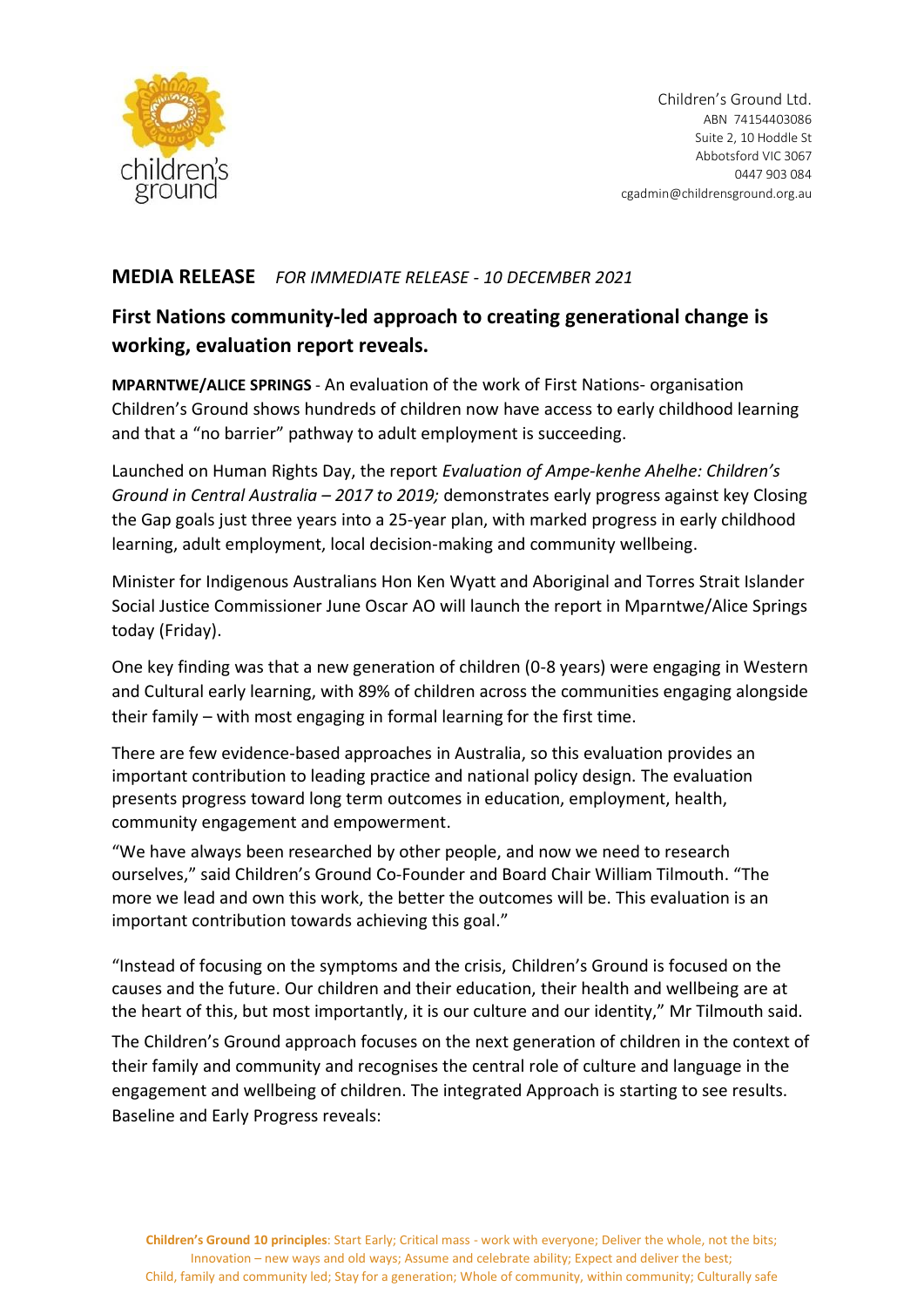Children's Ground Ltd.
ABN 74154403086
Suite 2, 10 Hoddle St
Abbotsford VIC 3067
0447 903 084
cgadmin@childrensground.org.au

**MEDIA RELEASE** *FOR IMMEDIATE RELEASE - 10 DECEMBER 2021*

## First Nations community-led approach to creating generational change is working, evaluation report reveals.

**MPARNTWE/ALICE SPRINGS** - An evaluation of the work of First Nations- organisation Children's Ground shows hundreds of children now have access to early childhood learning and that a "no barrier" pathway to adult employment is succeeding.

Launched on Human Rights Day, the report *Evaluation of Ampe-kenhe Ahelhe: Children's Ground in Central Australia – 2017 to 2019;* demonstrates early progress against key Closing the Gap goals just three years into a 25-year plan, with marked progress in early childhood learning, adult employment, local decision-making and community wellbeing.

Minister for Indigenous Australians Hon Ken Wyatt and Aboriginal and Torres Strait Islander Social Justice Commissioner June Oscar AO will launch the report in Mparntwe/Alice Springs today (Friday).

One key finding was that a new generation of children (0-8 years) were engaging in Western and Cultural early learning, with 89% of children across the communities engaging alongside their family – with most engaging in formal learning for the first time.

There are few evidence-based approaches in Australia, so this evaluation provides an important contribution to leading practice and national policy design. The evaluation presents progress toward long term outcomes in education, employment, health, community engagement and empowerment.

"We have always been researched by other people, and now we need to research ourselves," said Children's Ground Co-Founder and Board Chair William Tilmouth. "The more we lead and own this work, the better the outcomes will be. This evaluation is an important contribution towards achieving this goal."

"Instead of focusing on the symptoms and the crisis, Children's Ground is focused on the causes and the future. Our children and their education, their health and wellbeing are at the heart of this, but most importantly, it is our culture and our identity," Mr Tilmouth said.

The Children's Ground approach focuses on the next generation of children in the context of their family and community and recognises the central role of culture and language in the engagement and wellbeing of children. The integrated Approach is starting to see results. Baseline and Early Progress reveals:

**Children's Ground 10 principles**: Start Early; Critical mass - work with everyone; Deliver the whole, not the bits; Innovation – new ways and old ways; Assume and celebrate ability; Expect and deliver the best; Child, family and community led; Stay for a generation; Whole of community, within community; Culturally safe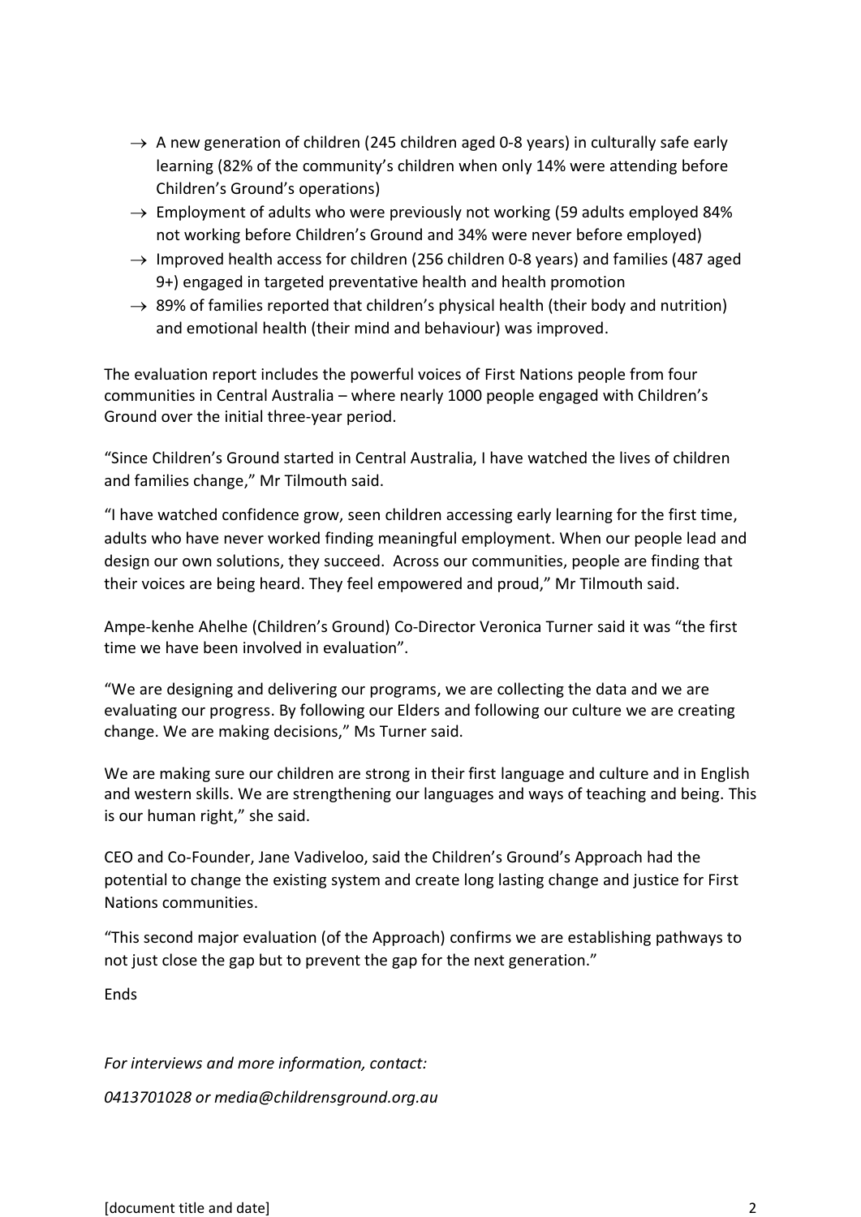- → A new generation of children (245 children aged 0-8 years) in culturally safe early learning (82% of the community's children when only 14% were attending before Children's Ground's operations)
- → Employment of adults who were previously not working (59 adults employed 84% not working before Children's Ground and 34% were never before employed)
- → Improved health access for children (256 children 0-8 years) and families (487 aged 9+) engaged in targeted preventative health and health promotion
- → 89% of families reported that children's physical health (their body and nutrition) and emotional health (their mind and behaviour) was improved.

The evaluation report includes the powerful voices of First Nations people from four communities in Central Australia – where nearly 1000 people engaged with Children's Ground over the initial three-year period.

"Since Children's Ground started in Central Australia, I have watched the lives of children and families change," Mr Tilmouth said.

"I have watched confidence grow, seen children accessing early learning for the first time, adults who have never worked finding meaningful employment. When our people lead and design our own solutions, they succeed. Across our communities, people are finding that their voices are being heard. They feel empowered and proud," Mr Tilmouth said.

Ampe-kenhe Ahelhe (Children's Ground) Co-Director Veronica Turner said it was "the first time we have been involved in evaluation".

"We are designing and delivering our programs, we are collecting the data and we are evaluating our progress. By following our Elders and following our culture we are creating change. We are making decisions," Ms Turner said.

We are making sure our children are strong in their first language and culture and in English and western skills. We are strengthening our languages and ways of teaching and being. This is our human right," she said.

CEO and Co-Founder, Jane Vadiveloo, said the Children's Ground's Approach had the potential to change the existing system and create long lasting change and justice for First Nations communities.

"This second major evaluation (of the Approach) confirms we are establishing pathways to not just close the gap but to prevent the gap for the next generation."

Ends

*For interviews and more information, contact:*

*0413701028 or media@childrensground.org.au*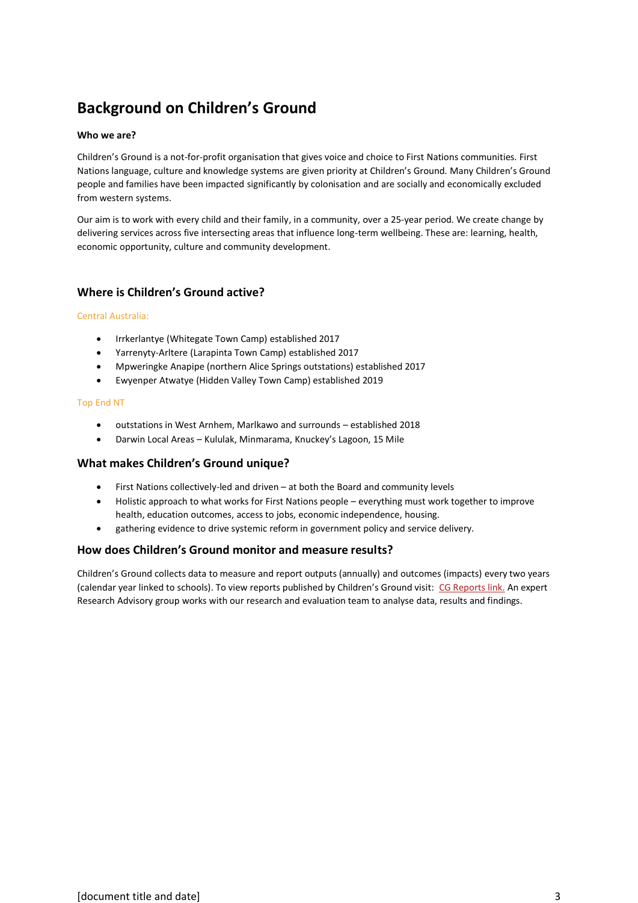## Background on Children's Ground

**Who we are?**

Children's Ground is a not-for-profit organisation that gives voice and choice to First Nations communities. First Nations language, culture and knowledge systems are given priority at Children's Ground. Many Children's Ground people and families have been impacted significantly by colonisation and are socially and economically excluded from western systems.

Our aim is to work with every child and their family, in a community, over a 25-year period. We create change by delivering services across five intersecting areas that influence long-term wellbeing. These are: learning, health, economic opportunity, culture and community development.

### Where is Children's Ground active?

Central Australia:

- Irrkerlantye (Whitegate Town Camp) established 2017
- Yarrenyty-Arltere (Larapinta Town Camp) established 2017
- Mpweringke Anapipe (northern Alice Springs outstations) established 2017
- Ewyenper Atwatye (Hidden Valley Town Camp) established 2019

Top End NT

- outstations in West Arnhem, Marlkawo and surrounds – established 2018
- Darwin Local Areas – Kululak, Minmarama, Knuckey's Lagoon, 15 Mile

### What makes Children's Ground unique?

- First Nations collectively-led and driven – at both the Board and community levels
- Holistic approach to what works for First Nations people – everything must work together to improve health, education outcomes, access to jobs, economic independence, housing.
- gathering evidence to drive systemic reform in government policy and service delivery.

### How does Children's Ground monitor and measure results?

Children's Ground collects data to measure and report outputs (annually) and outcomes (impacts) every two years (calendar year linked to schools). To view reports published by Children's Ground visit: CG Reports link. An expert Research Advisory group works with our research and evaluation team to analyse data, results and findings.